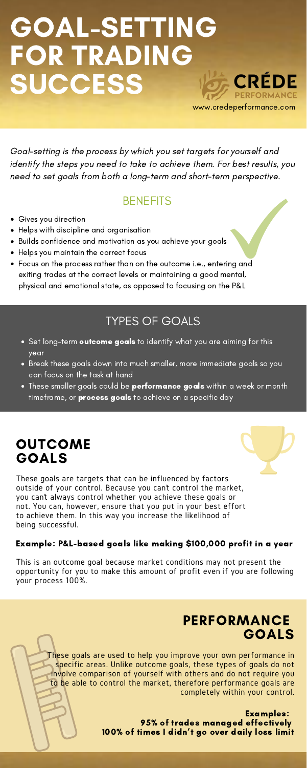# GOAL-SETTING FOR TRADING SUCCESS

CRÉDE PERFORMANCE
www.credeperformance.com

*Goal-setting is the process by which you set targets for yourself and identify the steps you need to take to achieve them. For best results, you need to set goals from both a long-term and short-term perspective.*

## BENEFITS

- Gives you direction
- Helps with discipline and organisation
- Builds confidence and motivation as you achieve your goals
- Helps you maintain the correct focus
- Focus on the process rather than on the outcome i.e., entering and exiting trades at the correct levels or maintaining a good mental, physical and emotional state, as opposed to focusing on the P&L

## TYPES OF GOALS

- Set long-term **outcome goals** to identify what you are aiming for this year
- Break these goals down into much smaller, more immediate goals so you can focus on the task at hand
- These smaller goals could be **performance goals** within a week or month timeframe, or **process goals** to achieve on a specific day

## OUTCOME GOALS

These goals are targets that can be influenced by factors outside of your control. Because you can't control the market, you can't always control whether you achieve these goals or not. You can, however, ensure that you put in your best effort to achieve them. In this way you increase the likelihood of being successful.

**Example: P&L-based goals like making $100,000 profit in a year**

This is an outcome goal because market conditions may not present the opportunity for you to make this amount of profit even if you are following your process 100%.

## PERFORMANCE GOALS

These goals are used to help you improve your own performance in specific areas. Unlike outcome goals, these types of goals do not involve comparison of yourself with others and do not require you to be able to control the market, therefore performance goals are completely within your control.

**Examples:**
**95% of trades managed effectively**
**100% of times I didn't go over daily loss limit**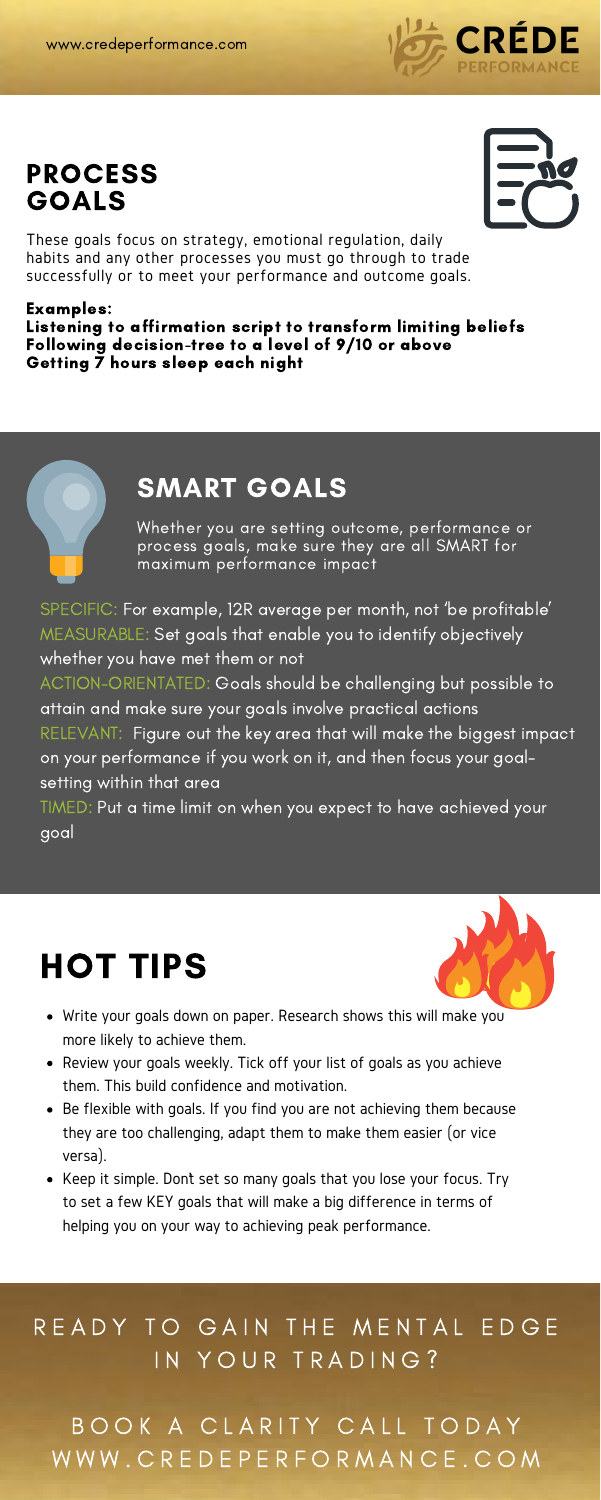## PROCESS GOALS

These goals focus on strategy, emotional regulation, daily habits and any other processes you must go through to trade successfully or to meet your performance and outcome goals.

**Examples:**
**Listening to affirmation script to transform limiting beliefs**
**Following decision-tree to a level of 9/10 or above**
**Getting 7 hours sleep each night**

## SMART GOALS

Whether you are setting outcome, performance or process goals, make sure they are all SMART for maximum performance impact

SPECIFIC: For example, 12R average per month, not 'be profitable'
MEASURABLE: Set goals that enable you to identify objectively whether you have met them or not
ACTION-ORIENTATED: Goals should be challenging but possible to attain and make sure your goals involve practical actions
RELEVANT: Figure out the key area that will make the biggest impact on your performance if you work on it, and then focus your goal-setting within that area
TIMED: Put a time limit on when you expect to have achieved your goal

## HOT TIPS

- Write your goals down on paper. Research shows this will make you more likely to achieve them.
- Review your goals weekly. Tick off your list of goals as you achieve them. This build confidence and motivation.
- Be flexible with goals. If you find you are not achieving them because they are too challenging, adapt them to make them easier (or vice versa).
- Keep it simple. Dont set so many goals that you lose your focus. Try to set a few KEY goals that will make a big difference in terms of helping you on your way to achieving peak performance.

READY TO GAIN THE MENTAL EDGE IN YOUR TRADING?

BOOK A CLARITY CALL TODAY
WWW.CREDEPERFORMANCE.COM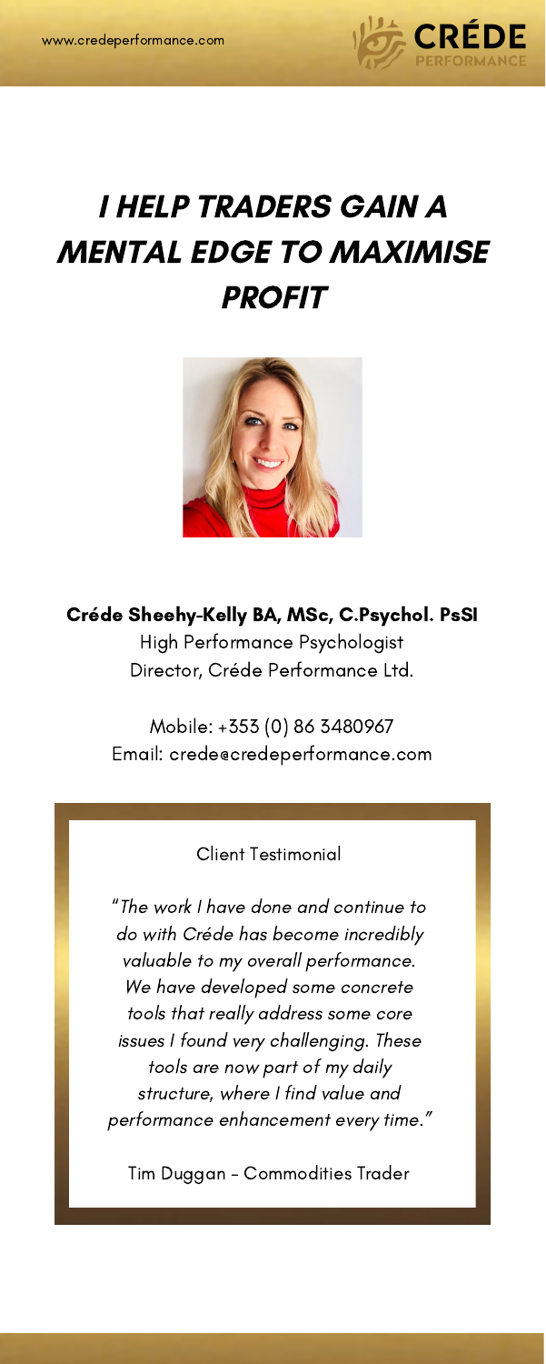www.credeperformance.com

CRÉDE PERFORMANCE

# I HELP TRADERS GAIN A MENTAL EDGE TO MAXIMISE PROFIT

**Créde Sheehy-Kelly BA, MSc, C.Psychol. PsSI**

High Performance Psychologist

Director, Créde Performance Ltd.

Mobile: +353 (0) 86 3480967

Email: crede@credeperformance.com

Client Testimonial

*"The work I have done and continue to do with Créde has become incredibly valuable to my overall performance. We have developed some concrete tools that really address some core issues I found very challenging. These tools are now part of my daily structure, where I find value and performance enhancement every time."*

Tim Duggan - Commodities Trader